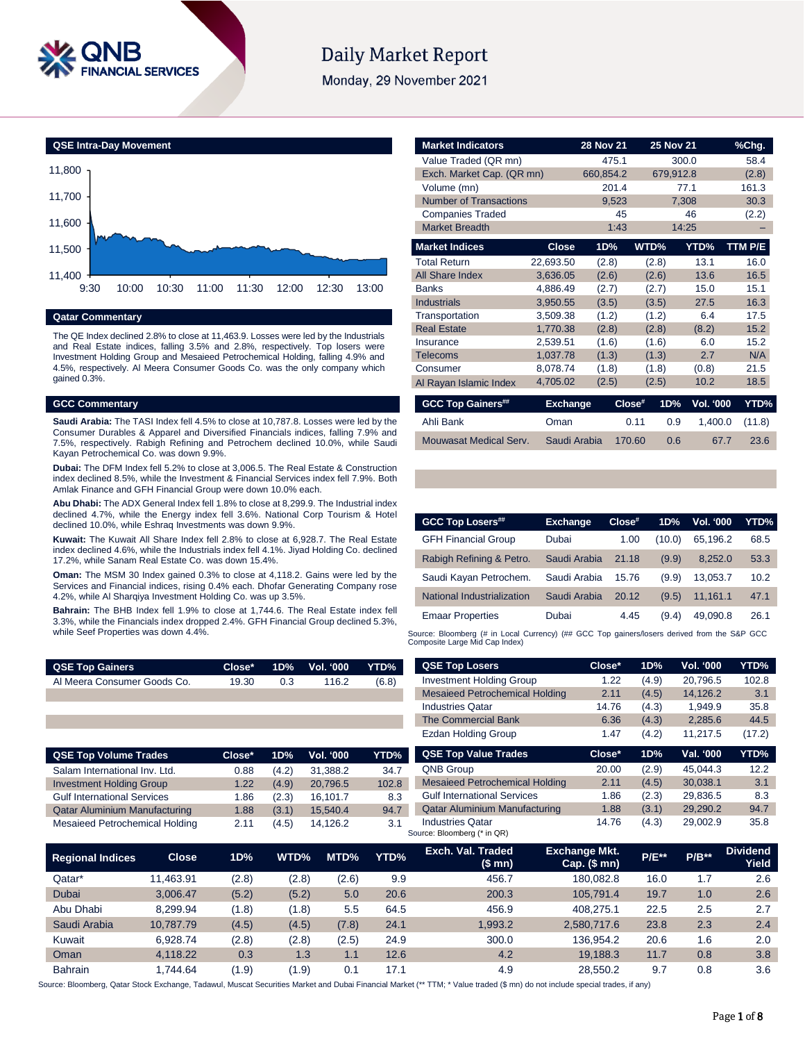# Daily Market Report

Monday, 29 November 2021

## QSE Intra-Day Movement

## Qatar Commentary

The QE Index declined 2.8% to close at 11,463.9. Losses were led by the Industrials and Real Estate indices, falling 3.5% and 2.8%, respectively. Top losers were Investment Holding Group and Mesaieed Petrochemical Holding, falling 4.9% and 4.5%, respectively. Al Meera Consumer Goods Co. was the only company which gained 0.3%.

## GCC Commentary

**Saudi Arabia:** The TASI Index fell 4.5% to close at 10,787.8. Losses were led by the Consumer Durables & Apparel and Diversified Financials indices, falling 7.9% and 7.5%, respectively. Rabigh Refining and Petrochem declined 10.0%, while Saudi Kayan Petrochemical Co. was down 9.9%.

**Dubai:** The DFM Index fell 5.2% to close at 3,006.5. The Real Estate & Construction index declined 8.5%, while the Investment & Financial Services index fell 7.9%. Both Amlak Finance and GFH Financial Group were down 10.0% each.

**Abu Dhabi:** The ADX General Index fell 1.8% to close at 8,299.9. The Industrial index declined 4.7%, while the Energy index fell 3.6%. National Corp Tourism & Hotel declined 10.0%, while Eshraq Investments was down 9.9%.

**Kuwait:** The Kuwait All Share Index fell 2.8% to close at 6,928.7. The Real Estate index declined 4.6%, while the Industrials index fell 4.1%. Jiyad Holding Co. declined 17.2%, while Sanam Real Estate Co. was down 15.4%.

**Oman:** The MSM 30 Index gained 0.3% to close at 4,118.2. Gains were led by the Services and Financial indices, rising 0.4% each. Dhofar Generating Company rose 4.2%, while Al Sharqiya Investment Holding Co. was up 3.5%.

**Bahrain:** The BHB Index fell 1.9% to close at 1,744.6. The Real Estate index fell 3.3%, while the Financials index dropped 2.4%. GFH Financial Group declined 5.3%, while Seef Properties was down 4.4%.

| Market Indicators | 28 Nov 21 | 25 Nov 21 | %Chg. |
|---|---|---|---|
| Value Traded (QR mn) | 475.1 | 300.0 | 58.4 |
| Exch. Market Cap. (QR mn) | 660,854.2 | 679,912.8 | (2.8) |
| Volume (mn) | 201.4 | 77.1 | 161.3 |
| Number of Transactions | 9,523 | 7,308 | 30.3 |
| Companies Traded | 45 | 46 | (2.2) |
| Market Breadth | 1:43 | 14:25 | – |

| Market Indices | Close | 1D% | WTD% | YTD% | TTM P/E |
|---|---|---|---|---|---|
| Total Return | 22,693.50 | (2.8) | (2.8) | 13.1 | 16.0 |
| All Share Index | 3,636.05 | (2.6) | (2.6) | 13.6 | 16.5 |
| Banks | 4,886.49 | (2.7) | (2.7) | 15.0 | 15.1 |
| Industrials | 3,950.55 | (3.5) | (3.5) | 27.5 | 16.3 |
| Transportation | 3,509.38 | (1.2) | (1.2) | 6.4 | 17.5 |
| Real Estate | 1,770.38 | (2.8) | (2.8) | (8.2) | 15.2 |
| Insurance | 2,539.51 | (1.6) | (1.6) | 6.0 | 15.2 |
| Telecoms | 1,037.78 | (1.3) | (1.3) | 2.7 | N/A |
| Consumer | 8,078.74 | (1.8) | (1.8) | (0.8) | 21.5 |
| Al Rayan Islamic Index | 4,705.02 | (2.5) | (2.5) | 10.2 | 18.5 |

| GCC Top Gainers## | Exchange | Close# | 1D% | Vol. '000 | YTD% |
|---|---|---|---|---|---|
| Ahli Bank | Oman | 0.11 | 0.9 | 1,400.0 | (11.8) |
| Mouwasat Medical Serv. | Saudi Arabia | 170.60 | 0.6 | 67.7 | 23.6 |

| GCC Top Losers## | Exchange | Close# | 1D% | Vol. '000 | YTD% |
|---|---|---|---|---|---|
| GFH Financial Group | Dubai | 1.00 | (10.0) | 65,196.2 | 68.5 |
| Rabigh Refining & Petro. | Saudi Arabia | 21.18 | (9.9) | 8,252.0 | 53.3 |
| Saudi Kayan Petrochem. | Saudi Arabia | 15.76 | (9.9) | 13,053.7 | 10.2 |
| National Industrialization | Saudi Arabia | 20.12 | (9.5) | 11,161.1 | 47.1 |
| Emaar Properties | Dubai | 4.45 | (9.4) | 49,090.8 | 26.1 |

Source: Bloomberg (# in Local Currency) (## GCC Top gainers/losers derived from the S&P GCC Composite Large Mid Cap Index)

| QSE Top Gainers | Close* | 1D% | Vol. '000 | YTD% |
|---|---|---|---|---|
| Al Meera Consumer Goods Co. | 19.30 | 0.3 | 116.2 | (6.8) |

| QSE Top Losers | Close* | 1D% | Vol. '000 | YTD% |
|---|---|---|---|---|
| Investment Holding Group | 1.22 | (4.9) | 20,796.5 | 102.8 |
| Mesaieed Petrochemical Holding | 2.11 | (4.5) | 14,126.2 | 3.1 |
| Industries Qatar | 14.76 | (4.3) | 1,949.9 | 35.8 |
| The Commercial Bank | 6.36 | (4.3) | 2,285.6 | 44.5 |
| Ezdan Holding Group | 1.47 | (4.2) | 11,217.5 | (17.2) |

| QSE Top Volume Trades | Close* | 1D% | Vol. '000 | YTD% |
|---|---|---|---|---|
| Salam International Inv. Ltd. | 0.88 | (4.2) | 31,388.2 | 34.7 |
| Investment Holding Group | 1.22 | (4.9) | 20,796.5 | 102.8 |
| Gulf International Services | 1.86 | (2.3) | 16,101.7 | 8.3 |
| Qatar Aluminium Manufacturing | 1.88 | (3.1) | 15,540.4 | 94.7 |
| Mesaieed Petrochemical Holding | 2.11 | (4.5) | 14,126.2 | 3.1 |

| QSE Top Value Trades | Close* | 1D% | Val. '000 | YTD% |
|---|---|---|---|---|
| QNB Group | 20.00 | (2.9) | 45,044.3 | 12.2 |
| Mesaieed Petrochemical Holding | 2.11 | (4.5) | 30,038.1 | 3.1 |
| Gulf International Services | 1.86 | (2.3) | 29,836.5 | 8.3 |
| Qatar Aluminium Manufacturing | 1.88 | (3.1) | 29,290.2 | 94.7 |
| Industries Qatar | 14.76 | (4.3) | 29,002.9 | 35.8 |

Source: Bloomberg (* in QR)

| Regional Indices | Close | 1D% | WTD% | MTD% | YTD% | Exch. Val. Traded ($ mn) | Exchange Mkt. Cap. ($ mn) | P/E** | P/B** | Dividend Yield |
|---|---|---|---|---|---|---|---|---|---|---|
| Qatar* | 11,463.91 | (2.8) | (2.8) | (2.6) | 9.9 | 456.7 | 180,082.8 | 16.0 | 1.7 | 2.6 |
| Dubai | 3,006.47 | (5.2) | (5.2) | 5.0 | 20.6 | 200.3 | 105,791.4 | 19.7 | 1.0 | 2.6 |
| Abu Dhabi | 8,299.94 | (1.8) | (1.8) | 5.5 | 64.5 | 456.9 | 408,275.1 | 22.5 | 2.5 | 2.7 |
| Saudi Arabia | 10,787.79 | (4.5) | (4.5) | (7.8) | 24.1 | 1,993.2 | 2,580,717.6 | 23.8 | 2.3 | 2.4 |
| Kuwait | 6,928.74 | (2.8) | (2.8) | (2.5) | 24.9 | 300.0 | 136,954.2 | 20.6 | 1.6 | 2.0 |
| Oman | 4,118.22 | 0.3 | 1.3 | 1.1 | 12.6 | 4.2 | 19,188.3 | 11.7 | 0.8 | 3.8 |
| Bahrain | 1,744.64 | (1.9) | (1.9) | 0.1 | 17.1 | 4.9 | 28,550.2 | 9.7 | 0.8 | 3.6 |

Source: Bloomberg, Qatar Stock Exchange, Tadawul, Muscat Securities Market and Dubai Financial Market (** TTM; * Value traded ($ mn) do not include special trades, if any)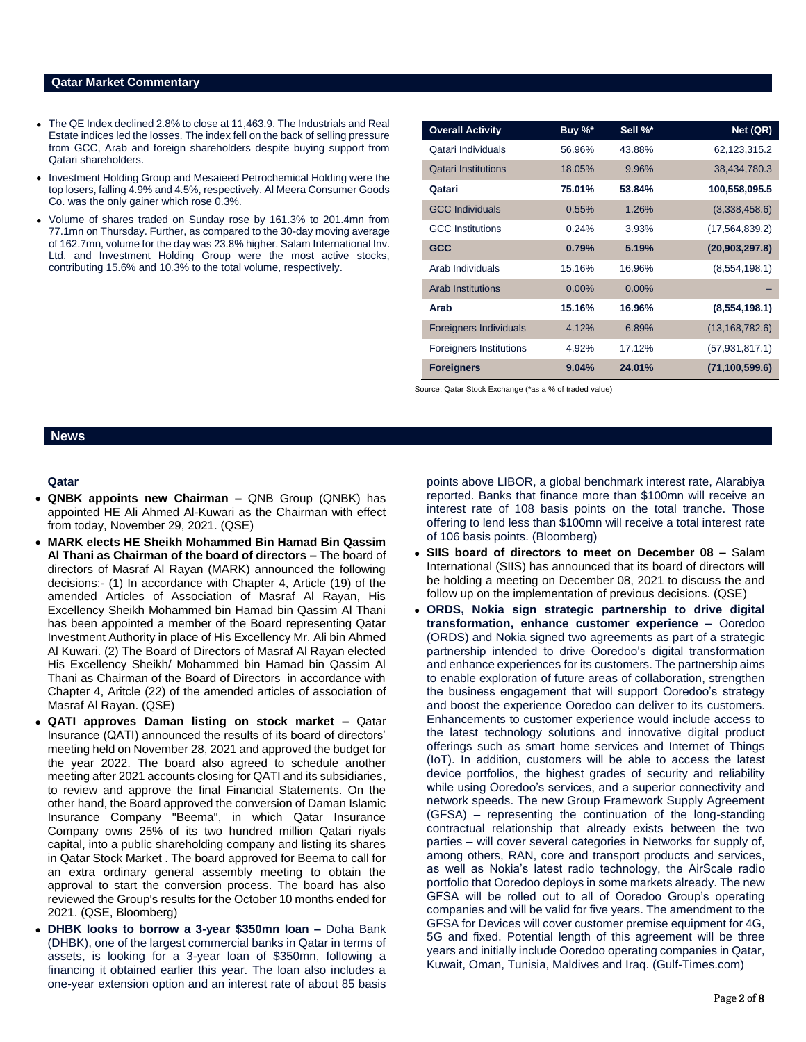## Qatar Market Commentary

- The QE Index declined 2.8% to close at 11,463.9. The Industrials and Real Estate indices led the losses. The index fell on the back of selling pressure from GCC, Arab and foreign shareholders despite buying support from Qatari shareholders.
- Investment Holding Group and Mesaieed Petrochemical Holding were the top losers, falling 4.9% and 4.5%, respectively. Al Meera Consumer Goods Co. was the only gainer which rose 0.3%.
- Volume of shares traded on Sunday rose by 161.3% to 201.4mn from 77.1mn on Thursday. Further, as compared to the 30-day moving average of 162.7mn, volume for the day was 23.8% higher. Salam International Inv. Ltd. and Investment Holding Group were the most active stocks, contributing 15.6% and 10.3% to the total volume, respectively.

| Overall Activity | Buy %* | Sell %* | Net (QR) |
|---|---|---|---|
| Qatari Individuals | 56.96% | 43.88% | 62,123,315.2 |
| Qatari Institutions | 18.05% | 9.96% | 38,434,780.3 |
| **Qatari** | **75.01%** | **53.84%** | **100,558,095.5** |
| GCC Individuals | 0.55% | 1.26% | (3,338,458.6) |
| GCC Institutions | 0.24% | 3.93% | (17,564,839.2) |
| **GCC** | **0.79%** | **5.19%** | **(20,903,297.8)** |
| Arab Individuals | 15.16% | 16.96% | (8,554,198.1) |
| Arab Institutions | 0.00% | 0.00% | – |
| **Arab** | **15.16%** | **16.96%** | **(8,554,198.1)** |
| Foreigners Individuals | 4.12% | 6.89% | (13,168,782.6) |
| Foreigners Institutions | 4.92% | 17.12% | (57,931,817.1) |
| **Foreigners** | **9.04%** | **24.01%** | **(71,100,599.6)** |

Source: Qatar Stock Exchange (*as a % of traded value)

## News

### Qatar

- **QNBK appoints new Chairman –** QNB Group (QNBK) has appointed HE Ali Ahmed Al-Kuwari as the Chairman with effect from today, November 29, 2021. (QSE)
- **MARK elects HE Sheikh Mohammed Bin Hamad Bin Qassim Al Thani as Chairman of the board of directors –** The board of directors of Masraf Al Rayan (MARK) announced the following decisions:- (1) In accordance with Chapter 4, Article (19) of the amended Articles of Association of Masraf Al Rayan, His Excellency Sheikh Mohammed bin Hamad bin Qassim Al Thani has been appointed a member of the Board representing Qatar Investment Authority in place of His Excellency Mr. Ali bin Ahmed Al Kuwari. (2) The Board of Directors of Masraf Al Rayan elected His Excellency Sheikh/ Mohammed bin Hamad bin Qassim Al Thani as Chairman of the Board of Directors in accordance with Chapter 4, Aritcle (22) of the amended articles of association of Masraf Al Rayan. (QSE)
- **QATI approves Daman listing on stock market –** Qatar Insurance (QATI) announced the results of its board of directors' meeting held on November 28, 2021 and approved the budget for the year 2022. The board also agreed to schedule another meeting after 2021 accounts closing for QATI and its subsidiaries, to review and approve the final Financial Statements. On the other hand, the Board approved the conversion of Daman Islamic Insurance Company "Beema", in which Qatar Insurance Company owns 25% of its two hundred million Qatari riyals capital, into a public shareholding company and listing its shares in Qatar Stock Market . The board approved for Beema to call for an extra ordinary general assembly meeting to obtain the approval to start the conversion process. The board has also reviewed the Group's results for the October 10 months ended for 2021. (QSE, Bloomberg)
- **DHBK looks to borrow a 3-year $350mn loan –** Doha Bank (DHBK), one of the largest commercial banks in Qatar in terms of assets, is looking for a 3-year loan of $350mn, following a financing it obtained earlier this year. The loan also includes a one-year extension option and an interest rate of about 85 basis points above LIBOR, a global benchmark interest rate, Alarabiya reported. Banks that finance more than $100mn will receive an interest rate of 108 basis points on the total tranche. Those offering to lend less than $100mn will receive a total interest rate of 106 basis points. (Bloomberg)
- **SIIS board of directors to meet on December 08 –** Salam International (SIIS) has announced that its board of directors will be holding a meeting on December 08, 2021 to discuss the and follow up on the implementation of previous decisions. (QSE)
- **ORDS, Nokia sign strategic partnership to drive digital transformation, enhance customer experience –** Ooredoo (ORDS) and Nokia signed two agreements as part of a strategic partnership intended to drive Ooredoo's digital transformation and enhance experiences for its customers. The partnership aims to enable exploration of future areas of collaboration, strengthen the business engagement that will support Ooredoo's strategy and boost the experience Ooredoo can deliver to its customers. Enhancements to customer experience would include access to the latest technology solutions and innovative digital product offerings such as smart home services and Internet of Things (IoT). In addition, customers will be able to access the latest device portfolios, the highest grades of security and reliability while using Ooredoo's services, and a superior connectivity and network speeds. The new Group Framework Supply Agreement (GFSA) – representing the continuation of the long-standing contractual relationship that already exists between the two parties – will cover several categories in Networks for supply of, among others, RAN, core and transport products and services, as well as Nokia's latest radio technology, the AirScale radio portfolio that Ooredoo deploys in some markets already. The new GFSA will be rolled out to all of Ooredoo Group's operating companies and will be valid for five years. The amendment to the GFSA for Devices will cover customer premise equipment for 4G, 5G and fixed. Potential length of this agreement will be three years and initially include Ooredoo operating companies in Qatar, Kuwait, Oman, Tunisia, Maldives and Iraq. (Gulf-Times.com)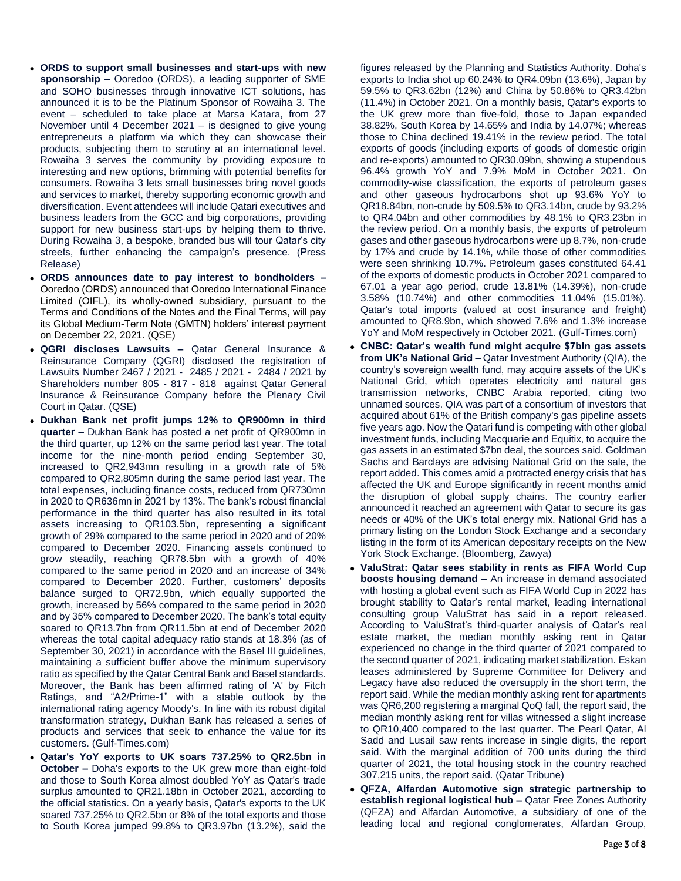- **ORDS to support small businesses and start-ups with new sponsorship –** Ooredoo (ORDS), a leading supporter of SME and SOHO businesses through innovative ICT solutions, has announced it is to be the Platinum Sponsor of Rowaiha 3. The event – scheduled to take place at Marsa Katara, from 27 November until 4 December 2021 – is designed to give young entrepreneurs a platform via which they can showcase their products, subjecting them to scrutiny at an international level. Rowaiha 3 serves the community by providing exposure to interesting and new options, brimming with potential benefits for consumers. Rowaiha 3 lets small businesses bring novel goods and services to market, thereby supporting economic growth and diversification. Event attendees will include Qatari executives and business leaders from the GCC and big corporations, providing support for new business start-ups by helping them to thrive. During Rowaiha 3, a bespoke, branded bus will tour Qatar's city streets, further enhancing the campaign's presence. (Press Release)
- **ORDS announces date to pay interest to bondholders –** Ooredoo (ORDS) announced that Ooredoo International Finance Limited (OIFL), its wholly-owned subsidiary, pursuant to the Terms and Conditions of the Notes and the Final Terms, will pay its Global Medium-Term Note (GMTN) holders' interest payment on December 22, 2021. (QSE)
- **QGRI discloses Lawsuits –** Qatar General Insurance & Reinsurance Company (QGRI) disclosed the registration of Lawsuits Number 2467 / 2021 - 2485 / 2021 - 2484 / 2021 by Shareholders number 805 - 817 - 818 against Qatar General Insurance & Reinsurance Company before the Plenary Civil Court in Qatar. (QSE)
- **Dukhan Bank net profit jumps 12% to QR900mn in third quarter –** Dukhan Bank has posted a net profit of QR900mn in the third quarter, up 12% on the same period last year. The total income for the nine-month period ending September 30, increased to QR2,943mn resulting in a growth rate of 5% compared to QR2,805mn during the same period last year. The total expenses, including finance costs, reduced from QR730mn in 2020 to QR636mn in 2021 by 13%. The bank's robust financial performance in the third quarter has also resulted in its total assets increasing to QR103.5bn, representing a significant growth of 29% compared to the same period in 2020 and of 20% compared to December 2020. Financing assets continued to grow steadily, reaching QR78.5bn with a growth of 40% compared to the same period in 2020 and an increase of 34% compared to December 2020. Further, customers' deposits balance surged to QR72.9bn, which equally supported the growth, increased by 56% compared to the same period in 2020 and by 35% compared to December 2020. The bank's total equity soared to QR13.7bn from QR11.5bn at end of December 2020 whereas the total capital adequacy ratio stands at 18.3% (as of September 30, 2021) in accordance with the Basel III guidelines, maintaining a sufficient buffer above the minimum supervisory ratio as specified by the Qatar Central Bank and Basel standards. Moreover, the Bank has been affirmed rating of 'A' by Fitch Ratings, and "A2/Prime-1" with a stable outlook by the international rating agency Moody's. In line with its robust digital transformation strategy, Dukhan Bank has released a series of products and services that seek to enhance the value for its customers. (Gulf-Times.com)
- **Qatar's YoY exports to UK soars 737.25% to QR2.5bn in October –** Doha's exports to the UK grew more than eight-fold and those to South Korea almost doubled YoY as Qatar's trade surplus amounted to QR21.18bn in October 2021, according to the official statistics. On a yearly basis, Qatar's exports to the UK soared 737.25% to QR2.5bn or 8% of the total exports and those to South Korea jumped 99.8% to QR3.97bn (13.2%), said the figures released by the Planning and Statistics Authority. Doha's exports to India shot up 60.24% to QR4.09bn (13.6%), Japan by 59.5% to QR3.62bn (12%) and China by 50.86% to QR3.42bn (11.4%) in October 2021. On a monthly basis, Qatar's exports to the UK grew more than five-fold, those to Japan expanded 38.82%, South Korea by 14.65% and India by 14.07%; whereas those to China declined 19.41% in the review period. The total exports of goods (including exports of goods of domestic origin and re-exports) amounted to QR30.09bn, showing a stupendous 96.4% growth YoY and 7.9% MoM in October 2021. On commodity-wise classification, the exports of petroleum gases and other gaseous hydrocarbons shot up 93.6% YoY to QR18.84bn, non-crude by 509.5% to QR3.14bn, crude by 93.2% to QR4.04bn and other commodities by 48.1% to QR3.23bn in the review period. On a monthly basis, the exports of petroleum gases and other gaseous hydrocarbons were up 8.7%, non-crude by 17% and crude by 14.1%, while those of other commodities were seen shrinking 10.7%. Petroleum gases constituted 64.41 of the exports of domestic products in October 2021 compared to 67.01 a year ago period, crude 13.81% (14.39%), non-crude 3.58% (10.74%) and other commodities 11.04% (15.01%). Qatar's total imports (valued at cost insurance and freight) amounted to QR8.9bn, which showed 7.6% and 1.3% increase YoY and MoM respectively in October 2021. (Gulf-Times.com)
- **CNBC: Qatar's wealth fund might acquire $7bln gas assets from UK's National Grid –** Qatar Investment Authority (QIA), the country's sovereign wealth fund, may acquire assets of the UK's National Grid, which operates electricity and natural gas transmission networks, CNBC Arabia reported, citing two unnamed sources. QIA was part of a consortium of investors that acquired about 61% of the British company's gas pipeline assets five years ago. Now the Qatari fund is competing with other global investment funds, including Macquarie and Equitix, to acquire the gas assets in an estimated $7bn deal, the sources said. Goldman Sachs and Barclays are advising National Grid on the sale, the report added. This comes amid a protracted energy crisis that has affected the UK and Europe significantly in recent months amid the disruption of global supply chains. The country earlier announced it reached an agreement with Qatar to secure its gas needs or 40% of the UK's total energy mix. National Grid has a primary listing on the London Stock Exchange and a secondary listing in the form of its American depositary receipts on the New York Stock Exchange. (Bloomberg, Zawya)
- **ValuStrat: Qatar sees stability in rents as FIFA World Cup boosts housing demand –** An increase in demand associated with hosting a global event such as FIFA World Cup in 2022 has brought stability to Qatar's rental market, leading international consulting group ValuStrat has said in a report released. According to ValuStrat's third-quarter analysis of Qatar's real estate market, the median monthly asking rent in Qatar experienced no change in the third quarter of 2021 compared to the second quarter of 2021, indicating market stabilization. Eskan leases administered by Supreme Committee for Delivery and Legacy have also reduced the oversupply in the short term, the report said. While the median monthly asking rent for apartments was QR6,200 registering a marginal QoQ fall, the report said, the median monthly asking rent for villas witnessed a slight increase to QR10,400 compared to the last quarter. The Pearl Qatar, Al Sadd and Lusail saw rents increase in single digits, the report said. With the marginal addition of 700 units during the third quarter of 2021, the total housing stock in the country reached 307,215 units, the report said. (Qatar Tribune)
- **QFZA, Alfardan Automotive sign strategic partnership to establish regional logistical hub –** Qatar Free Zones Authority (QFZA) and Alfardan Automotive, a subsidiary of one of the leading local and regional conglomerates, Alfardan Group,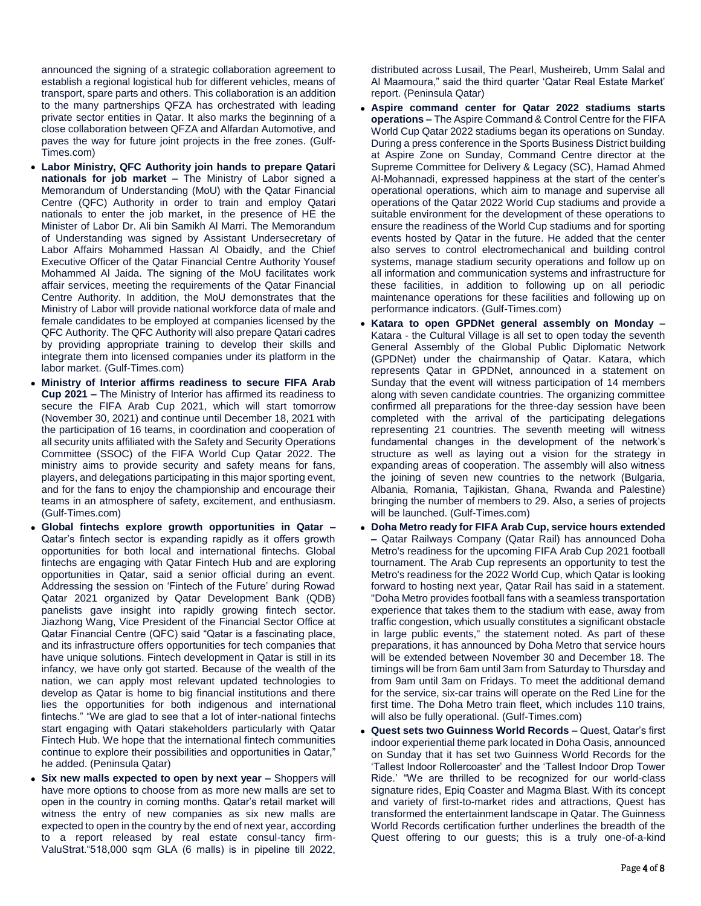announced the signing of a strategic collaboration agreement to establish a regional logistical hub for different vehicles, means of transport, spare parts and others. This collaboration is an addition to the many partnerships QFZA has orchestrated with leading private sector entities in Qatar. It also marks the beginning of a close collaboration between QFZA and Alfardan Automotive, and paves the way for future joint projects in the free zones. (Gulf-Times.com)

- **Labor Ministry, QFC Authority join hands to prepare Qatari nationals for job market –** The Ministry of Labor signed a Memorandum of Understanding (MoU) with the Qatar Financial Centre (QFC) Authority in order to train and employ Qatari nationals to enter the job market, in the presence of HE the Minister of Labor Dr. Ali bin Samikh Al Marri. The Memorandum of Understanding was signed by Assistant Undersecretary of Labor Affairs Mohammed Hassan Al Obaidly, and the Chief Executive Officer of the Qatar Financial Centre Authority Yousef Mohammed Al Jaida. The signing of the MoU facilitates work affair services, meeting the requirements of the Qatar Financial Centre Authority. In addition, the MoU demonstrates that the Ministry of Labor will provide national workforce data of male and female candidates to be employed at companies licensed by the QFC Authority. The QFC Authority will also prepare Qatari cadres by providing appropriate training to develop their skills and integrate them into licensed companies under its platform in the labor market. (Gulf-Times.com)
- **Ministry of Interior affirms readiness to secure FIFA Arab Cup 2021 –** The Ministry of Interior has affirmed its readiness to secure the FIFA Arab Cup 2021, which will start tomorrow (November 30, 2021) and continue until December 18, 2021 with the participation of 16 teams, in coordination and cooperation of all security units affiliated with the Safety and Security Operations Committee (SSOC) of the FIFA World Cup Qatar 2022. The ministry aims to provide security and safety means for fans, players, and delegations participating in this major sporting event, and for the fans to enjoy the championship and encourage their teams in an atmosphere of safety, excitement, and enthusiasm. (Gulf-Times.com)
- **Global fintechs explore growth opportunities in Qatar –** Qatar's fintech sector is expanding rapidly as it offers growth opportunities for both local and international fintechs. Global fintechs are engaging with Qatar Fintech Hub and are exploring opportunities in Qatar, said a senior official during an event. Addressing the session on 'Fintech of the Future' during Rowad Qatar 2021 organized by Qatar Development Bank (QDB) panelists gave insight into rapidly growing fintech sector. Jiazhong Wang, Vice President of the Financial Sector Office at Qatar Financial Centre (QFC) said "Qatar is a fascinating place, and its infrastructure offers opportunities for tech companies that have unique solutions. Fintech development in Qatar is still in its infancy, we have only got started. Because of the wealth of the nation, we can apply most relevant updated technologies to develop as Qatar is home to big financial institutions and there lies the opportunities for both indigenous and international fintechs." "We are glad to see that a lot of inter-national fintechs start engaging with Qatari stakeholders particularly with Qatar Fintech Hub. We hope that the international fintech communities continue to explore their possibilities and opportunities in Qatar," he added. (Peninsula Qatar)
- **Six new malls expected to open by next year –** Shoppers will have more options to choose from as more new malls are set to open in the country in coming months. Qatar's retail market will witness the entry of new companies as six new malls are expected to open in the country by the end of next year, according to a report released by real estate consul-tancy firm-ValuStrat."518,000 sqm GLA (6 malls) is in pipeline till 2022, distributed across Lusail, The Pearl, Musheireb, Umm Salal and Al Maamoura," said the third quarter 'Qatar Real Estate Market' report. (Peninsula Qatar)
- **Aspire command center for Qatar 2022 stadiums starts operations –** The Aspire Command & Control Centre for the FIFA World Cup Qatar 2022 stadiums began its operations on Sunday. During a press conference in the Sports Business District building at Aspire Zone on Sunday, Command Centre director at the Supreme Committee for Delivery & Legacy (SC), Hamad Ahmed Al-Mohannadi, expressed happiness at the start of the center's operational operations, which aim to manage and supervise all operations of the Qatar 2022 World Cup stadiums and provide a suitable environment for the development of these operations to ensure the readiness of the World Cup stadiums and for sporting events hosted by Qatar in the future. He added that the center also serves to control electromechanical and building control systems, manage stadium security operations and follow up on all information and communication systems and infrastructure for these facilities, in addition to following up on all periodic maintenance operations for these facilities and following up on performance indicators. (Gulf-Times.com)
- **Katara to open GPDNet general assembly on Monday –** Katara - the Cultural Village is all set to open today the seventh General Assembly of the Global Public Diplomatic Network (GPDNet) under the chairmanship of Qatar. Katara, which represents Qatar in GPDNet, announced in a statement on Sunday that the event will witness participation of 14 members along with seven candidate countries. The organizing committee confirmed all preparations for the three-day session have been completed with the arrival of the participating delegations representing 21 countries. The seventh meeting will witness fundamental changes in the development of the network's structure as well as laying out a vision for the strategy in expanding areas of cooperation. The assembly will also witness the joining of seven new countries to the network (Bulgaria, Albania, Romania, Tajikistan, Ghana, Rwanda and Palestine) bringing the number of members to 29. Also, a series of projects will be launched. (Gulf-Times.com)
- **Doha Metro ready for FIFA Arab Cup, service hours extended –** Qatar Railways Company (Qatar Rail) has announced Doha Metro's readiness for the upcoming FIFA Arab Cup 2021 football tournament. The Arab Cup represents an opportunity to test the Metro's readiness for the 2022 World Cup, which Qatar is looking forward to hosting next year, Qatar Rail has said in a statement. "Doha Metro provides football fans with a seamless transportation experience that takes them to the stadium with ease, away from traffic congestion, which usually constitutes a significant obstacle in large public events," the statement noted. As part of these preparations, it has announced by Doha Metro that service hours will be extended between November 30 and December 18. The timings will be from 6am until 3am from Saturday to Thursday and from 9am until 3am on Fridays. To meet the additional demand for the service, six-car trains will operate on the Red Line for the first time. The Doha Metro train fleet, which includes 110 trains, will also be fully operational. (Gulf-Times.com)
- **Quest sets two Guinness World Records –** Quest, Qatar's first indoor experiential theme park located in Doha Oasis, announced on Sunday that it has set two Guinness World Records for the 'Tallest Indoor Rollercoaster' and the 'Tallest Indoor Drop Tower Ride.' "We are thrilled to be recognized for our world-class signature rides, Epiq Coaster and Magma Blast. With its concept and variety of first-to-market rides and attractions, Quest has transformed the entertainment landscape in Qatar. The Guinness World Records certification further underlines the breadth of the Quest offering to our guests; this is a truly one-of-a-kind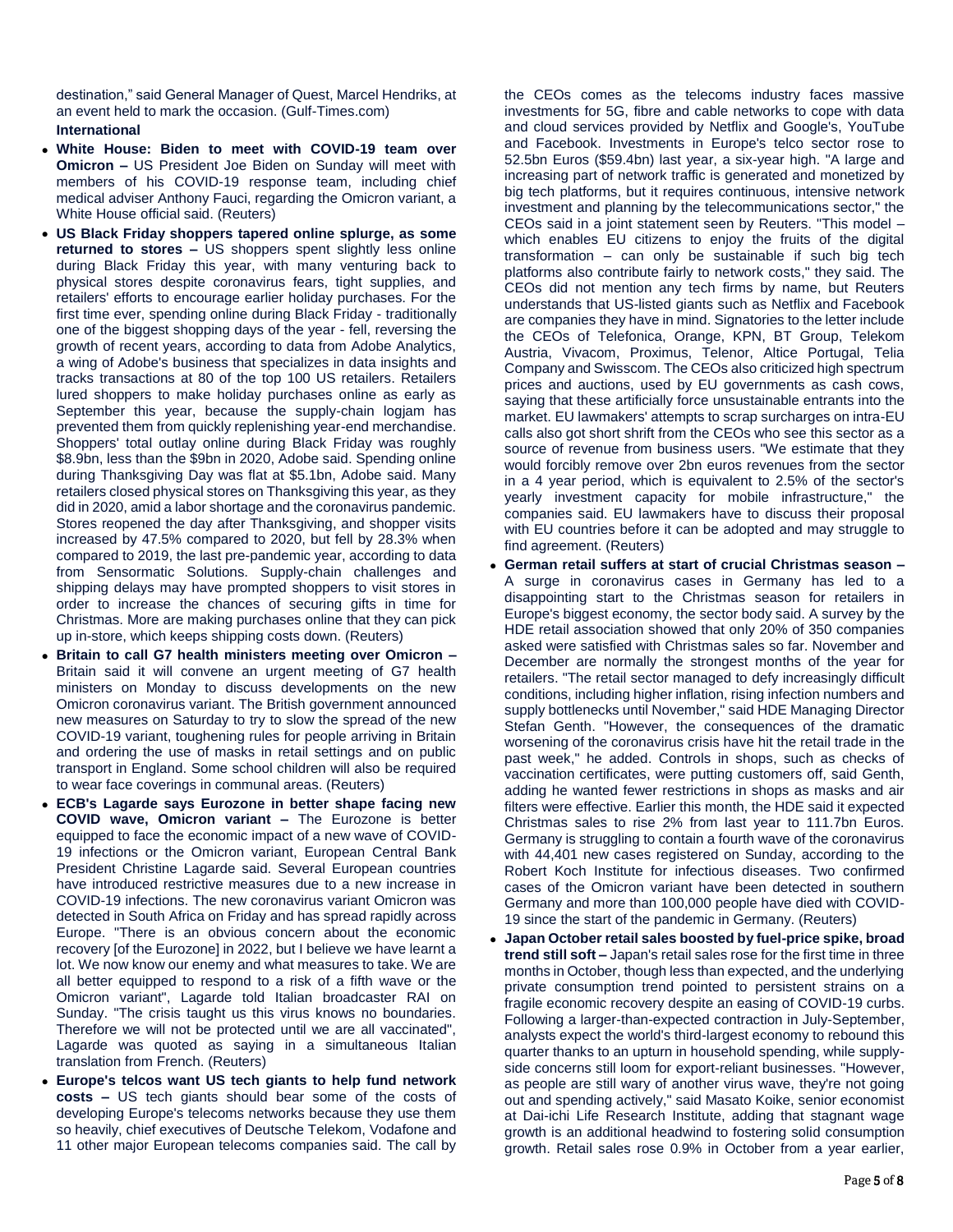destination," said General Manager of Quest, Marcel Hendriks, at an event held to mark the occasion. (Gulf-Times.com)

**International**

- **White House: Biden to meet with COVID-19 team over Omicron –** US President Joe Biden on Sunday will meet with members of his COVID-19 response team, including chief medical adviser Anthony Fauci, regarding the Omicron variant, a White House official said. (Reuters)
- **US Black Friday shoppers tapered online splurge, as some returned to stores –** US shoppers spent slightly less online during Black Friday this year, with many venturing back to physical stores despite coronavirus fears, tight supplies, and retailers' efforts to encourage earlier holiday purchases. For the first time ever, spending online during Black Friday - traditionally one of the biggest shopping days of the year - fell, reversing the growth of recent years, according to data from Adobe Analytics, a wing of Adobe's business that specializes in data insights and tracks transactions at 80 of the top 100 US retailers. Retailers lured shoppers to make holiday purchases online as early as September this year, because the supply-chain logjam has prevented them from quickly replenishing year-end merchandise. Shoppers' total outlay online during Black Friday was roughly $8.9bn, less than the $9bn in 2020, Adobe said. Spending online during Thanksgiving Day was flat at $5.1bn, Adobe said. Many retailers closed physical stores on Thanksgiving this year, as they did in 2020, amid a labor shortage and the coronavirus pandemic. Stores reopened the day after Thanksgiving, and shopper visits increased by 47.5% compared to 2020, but fell by 28.3% when compared to 2019, the last pre-pandemic year, according to data from Sensormatic Solutions. Supply-chain challenges and shipping delays may have prompted shoppers to visit stores in order to increase the chances of securing gifts in time for Christmas. More are making purchases online that they can pick up in-store, which keeps shipping costs down. (Reuters)
- **Britain to call G7 health ministers meeting over Omicron –** Britain said it will convene an urgent meeting of G7 health ministers on Monday to discuss developments on the new Omicron coronavirus variant. The British government announced new measures on Saturday to try to slow the spread of the new COVID-19 variant, toughening rules for people arriving in Britain and ordering the use of masks in retail settings and on public transport in England. Some school children will also be required to wear face coverings in communal areas. (Reuters)
- **ECB's Lagarde says Eurozone in better shape facing new COVID wave, Omicron variant –** The Eurozone is better equipped to face the economic impact of a new wave of COVID-19 infections or the Omicron variant, European Central Bank President Christine Lagarde said. Several European countries have introduced restrictive measures due to a new increase in COVID-19 infections. The new coronavirus variant Omicron was detected in South Africa on Friday and has spread rapidly across Europe. "There is an obvious concern about the economic recovery [of the Eurozone] in 2022, but I believe we have learnt a lot. We now know our enemy and what measures to take. We are all better equipped to respond to a risk of a fifth wave or the Omicron variant", Lagarde told Italian broadcaster RAI on Sunday. "The crisis taught us this virus knows no boundaries. Therefore we will not be protected until we are all vaccinated", Lagarde was quoted as saying in a simultaneous Italian translation from French. (Reuters)
- **Europe's telcos want US tech giants to help fund network costs –** US tech giants should bear some of the costs of developing Europe's telecoms networks because they use them so heavily, chief executives of Deutsche Telekom, Vodafone and 11 other major European telecoms companies said. The call by the CEOs comes as the telecoms industry faces massive investments for 5G, fibre and cable networks to cope with data and cloud services provided by Netflix and Google's, YouTube and Facebook. Investments in Europe's telco sector rose to 52.5bn Euros ($59.4bn) last year, a six-year high. "A large and increasing part of network traffic is generated and monetized by big tech platforms, but it requires continuous, intensive network investment and planning by the telecommunications sector," the CEOs said in a joint statement seen by Reuters. "This model – which enables EU citizens to enjoy the fruits of the digital transformation – can only be sustainable if such big tech platforms also contribute fairly to network costs," they said. The CEOs did not mention any tech firms by name, but Reuters understands that US-listed giants such as Netflix and Facebook are companies they have in mind. Signatories to the letter include the CEOs of Telefonica, Orange, KPN, BT Group, Telekom Austria, Vivacom, Proximus, Telenor, Altice Portugal, Telia Company and Swisscom. The CEOs also criticized high spectrum prices and auctions, used by EU governments as cash cows, saying that these artificially force unsustainable entrants into the market. EU lawmakers' attempts to scrap surcharges on intra-EU calls also got short shrift from the CEOs who see this sector as a source of revenue from business users. "We estimate that they would forcibly remove over 2bn euros revenues from the sector in a 4 year period, which is equivalent to 2.5% of the sector's yearly investment capacity for mobile infrastructure," the companies said. EU lawmakers have to discuss their proposal with EU countries before it can be adopted and may struggle to find agreement. (Reuters)
- **German retail suffers at start of crucial Christmas season –** A surge in coronavirus cases in Germany has led to a disappointing start to the Christmas season for retailers in Europe's biggest economy, the sector body said. A survey by the HDE retail association showed that only 20% of 350 companies asked were satisfied with Christmas sales so far. November and December are normally the strongest months of the year for retailers. "The retail sector managed to defy increasingly difficult conditions, including higher inflation, rising infection numbers and supply bottlenecks until November," said HDE Managing Director Stefan Genth. "However, the consequences of the dramatic worsening of the coronavirus crisis have hit the retail trade in the past week," he added. Controls in shops, such as checks of vaccination certificates, were putting customers off, said Genth, adding he wanted fewer restrictions in shops as masks and air filters were effective. Earlier this month, the HDE said it expected Christmas sales to rise 2% from last year to 111.7bn Euros. Germany is struggling to contain a fourth wave of the coronavirus with 44,401 new cases registered on Sunday, according to the Robert Koch Institute for infectious diseases. Two confirmed cases of the Omicron variant have been detected in southern Germany and more than 100,000 people have died with COVID-19 since the start of the pandemic in Germany. (Reuters)
- **Japan October retail sales boosted by fuel-price spike, broad trend still soft –** Japan's retail sales rose for the first time in three months in October, though less than expected, and the underlying private consumption trend pointed to persistent strains on a fragile economic recovery despite an easing of COVID-19 curbs. Following a larger-than-expected contraction in July-September, analysts expect the world's third-largest economy to rebound this quarter thanks to an upturn in household spending, while supply-side concerns still loom for export-reliant businesses. "However, as people are still wary of another virus wave, they're not going out and spending actively," said Masato Koike, senior economist at Dai-ichi Life Research Institute, adding that stagnant wage growth is an additional headwind to fostering solid consumption growth. Retail sales rose 0.9% in October from a year earlier,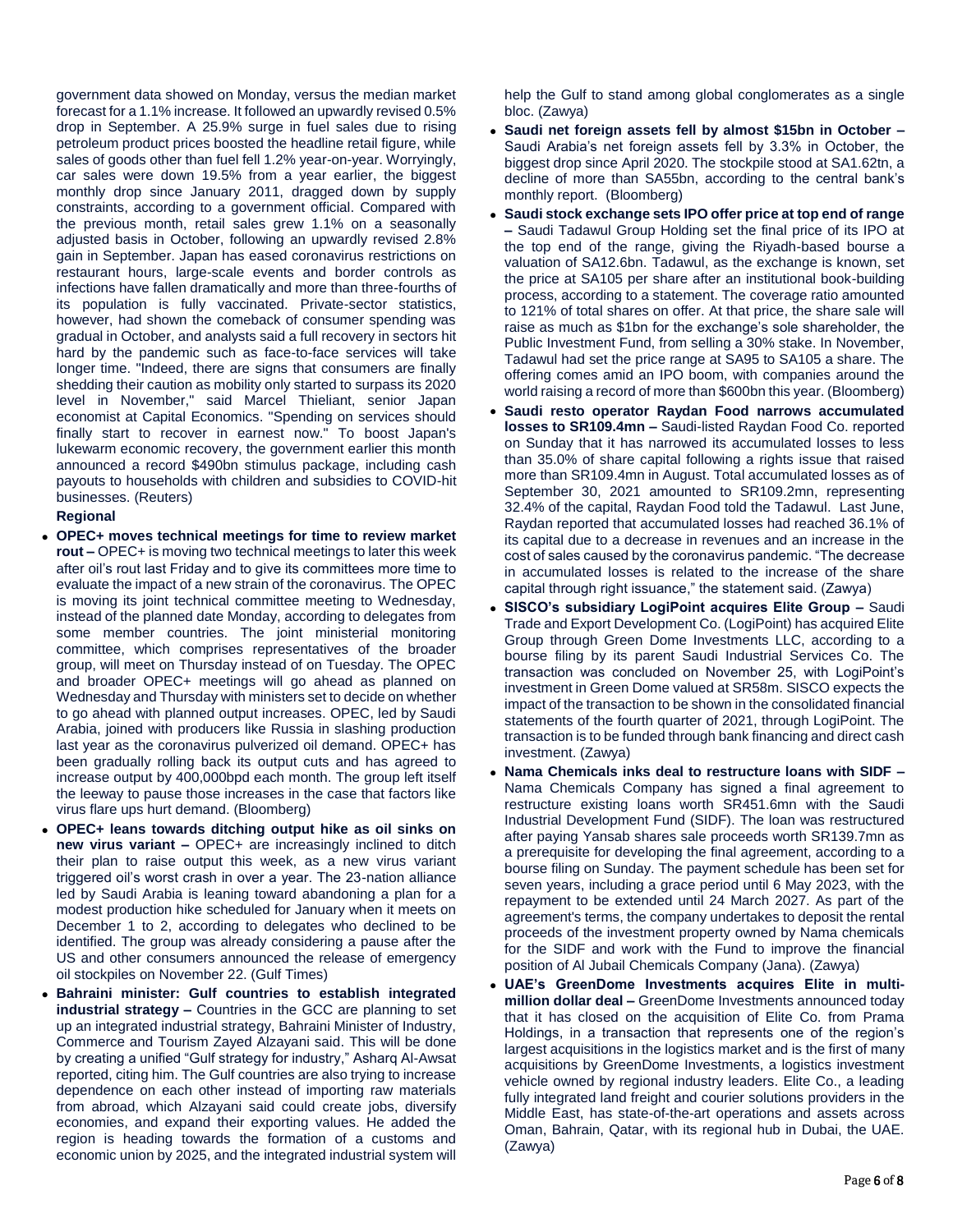government data showed on Monday, versus the median market forecast for a 1.1% increase. It followed an upwardly revised 0.5% drop in September. A 25.9% surge in fuel sales due to rising petroleum product prices boosted the headline retail figure, while sales of goods other than fuel fell 1.2% year-on-year. Worryingly, car sales were down 19.5% from a year earlier, the biggest monthly drop since January 2011, dragged down by supply constraints, according to a government official. Compared with the previous month, retail sales grew 1.1% on a seasonally adjusted basis in October, following an upwardly revised 2.8% gain in September. Japan has eased coronavirus restrictions on restaurant hours, large-scale events and border controls as infections have fallen dramatically and more than three-fourths of its population is fully vaccinated. Private-sector statistics, however, had shown the comeback of consumer spending was gradual in October, and analysts said a full recovery in sectors hit hard by the pandemic such as face-to-face services will take longer time. "Indeed, there are signs that consumers are finally shedding their caution as mobility only started to surpass its 2020 level in November," said Marcel Thieliant, senior Japan economist at Capital Economics. "Spending on services should finally start to recover in earnest now." To boost Japan's lukewarm economic recovery, the government earlier this month announced a record $490bn stimulus package, including cash payouts to households with children and subsidies to COVID-hit businesses. (Reuters)

**Regional**

- **OPEC+ moves technical meetings for time to review market rout –** OPEC+ is moving two technical meetings to later this week after oil's rout last Friday and to give its committees more time to evaluate the impact of a new strain of the coronavirus. The OPEC is moving its joint technical committee meeting to Wednesday, instead of the planned date Monday, according to delegates from some member countries. The joint ministerial monitoring committee, which comprises representatives of the broader group, will meet on Thursday instead of on Tuesday. The OPEC and broader OPEC+ meetings will go ahead as planned on Wednesday and Thursday with ministers set to decide on whether to go ahead with planned output increases. OPEC, led by Saudi Arabia, joined with producers like Russia in slashing production last year as the coronavirus pulverized oil demand. OPEC+ has been gradually rolling back its output cuts and has agreed to increase output by 400,000bpd each month. The group left itself the leeway to pause those increases in the case that factors like virus flare ups hurt demand. (Bloomberg)
- **OPEC+ leans towards ditching output hike as oil sinks on new virus variant –** OPEC+ are increasingly inclined to ditch their plan to raise output this week, as a new virus variant triggered oil's worst crash in over a year. The 23-nation alliance led by Saudi Arabia is leaning toward abandoning a plan for a modest production hike scheduled for January when it meets on December 1 to 2, according to delegates who declined to be identified. The group was already considering a pause after the US and other consumers announced the release of emergency oil stockpiles on November 22. (Gulf Times)
- **Bahraini minister: Gulf countries to establish integrated industrial strategy –** Countries in the GCC are planning to set up an integrated industrial strategy, Bahraini Minister of Industry, Commerce and Tourism Zayed Alzayani said. This will be done by creating a unified "Gulf strategy for industry," Asharq Al-Awsat reported, citing him. The Gulf countries are also trying to increase dependence on each other instead of importing raw materials from abroad, which Alzayani said could create jobs, diversify economies, and expand their exporting values. He added the region is heading towards the formation of a customs and economic union by 2025, and the integrated industrial system will help the Gulf to stand among global conglomerates as a single bloc. (Zawya)
- **Saudi net foreign assets fell by almost $15bn in October –** Saudi Arabia's net foreign assets fell by 3.3% in October, the biggest drop since April 2020. The stockpile stood at SA1.62tn, a decline of more than SA55bn, according to the central bank's monthly report. (Bloomberg)
- **Saudi stock exchange sets IPO offer price at top end of range –** Saudi Tadawul Group Holding set the final price of its IPO at the top end of the range, giving the Riyadh-based bourse a valuation of SA12.6bn. Tadawul, as the exchange is known, set the price at SA105 per share after an institutional book-building process, according to a statement. The coverage ratio amounted to 121% of total shares on offer. At that price, the share sale will raise as much as $1bn for the exchange's sole shareholder, the Public Investment Fund, from selling a 30% stake. In November, Tadawul had set the price range at SA95 to SA105 a share. The offering comes amid an IPO boom, with companies around the world raising a record of more than $600bn this year. (Bloomberg)
- **Saudi resto operator Raydan Food narrows accumulated losses to SR109.4mn –** Saudi-listed Raydan Food Co. reported on Sunday that it has narrowed its accumulated losses to less than 35.0% of share capital following a rights issue that raised more than SR109.4mn in August. Total accumulated losses as of September 30, 2021 amounted to SR109.2mn, representing 32.4% of the capital, Raydan Food told the Tadawul. Last June, Raydan reported that accumulated losses had reached 36.1% of its capital due to a decrease in revenues and an increase in the cost of sales caused by the coronavirus pandemic. "The decrease in accumulated losses is related to the increase of the share capital through right issuance," the statement said. (Zawya)
- **SISCO's subsidiary LogiPoint acquires Elite Group –** Saudi Trade and Export Development Co. (LogiPoint) has acquired Elite Group through Green Dome Investments LLC, according to a bourse filing by its parent Saudi Industrial Services Co. The transaction was concluded on November 25, with LogiPoint's investment in Green Dome valued at SR58m. SISCO expects the impact of the transaction to be shown in the consolidated financial statements of the fourth quarter of 2021, through LogiPoint. The transaction is to be funded through bank financing and direct cash investment. (Zawya)
- **Nama Chemicals inks deal to restructure loans with SIDF –** Nama Chemicals Company has signed a final agreement to restructure existing loans worth SR451.6mn with the Saudi Industrial Development Fund (SIDF). The loan was restructured after paying Yansab shares sale proceeds worth SR139.7mn as a prerequisite for developing the final agreement, according to a bourse filing on Sunday. The payment schedule has been set for seven years, including a grace period until 6 May 2023, with the repayment to be extended until 24 March 2027. As part of the agreement's terms, the company undertakes to deposit the rental proceeds of the investment property owned by Nama chemicals for the SIDF and work with the Fund to improve the financial position of Al Jubail Chemicals Company (Jana). (Zawya)
- **UAE's GreenDome Investments acquires Elite in multi-million dollar deal –** GreenDome Investments announced today that it has closed on the acquisition of Elite Co. from Prama Holdings, in a transaction that represents one of the region's largest acquisitions in the logistics market and is the first of many acquisitions by GreenDome Investments, a logistics investment vehicle owned by regional industry leaders. Elite Co., a leading fully integrated land freight and courier solutions providers in the Middle East, has state-of-the-art operations and assets across Oman, Bahrain, Qatar, with its regional hub in Dubai, the UAE. (Zawya)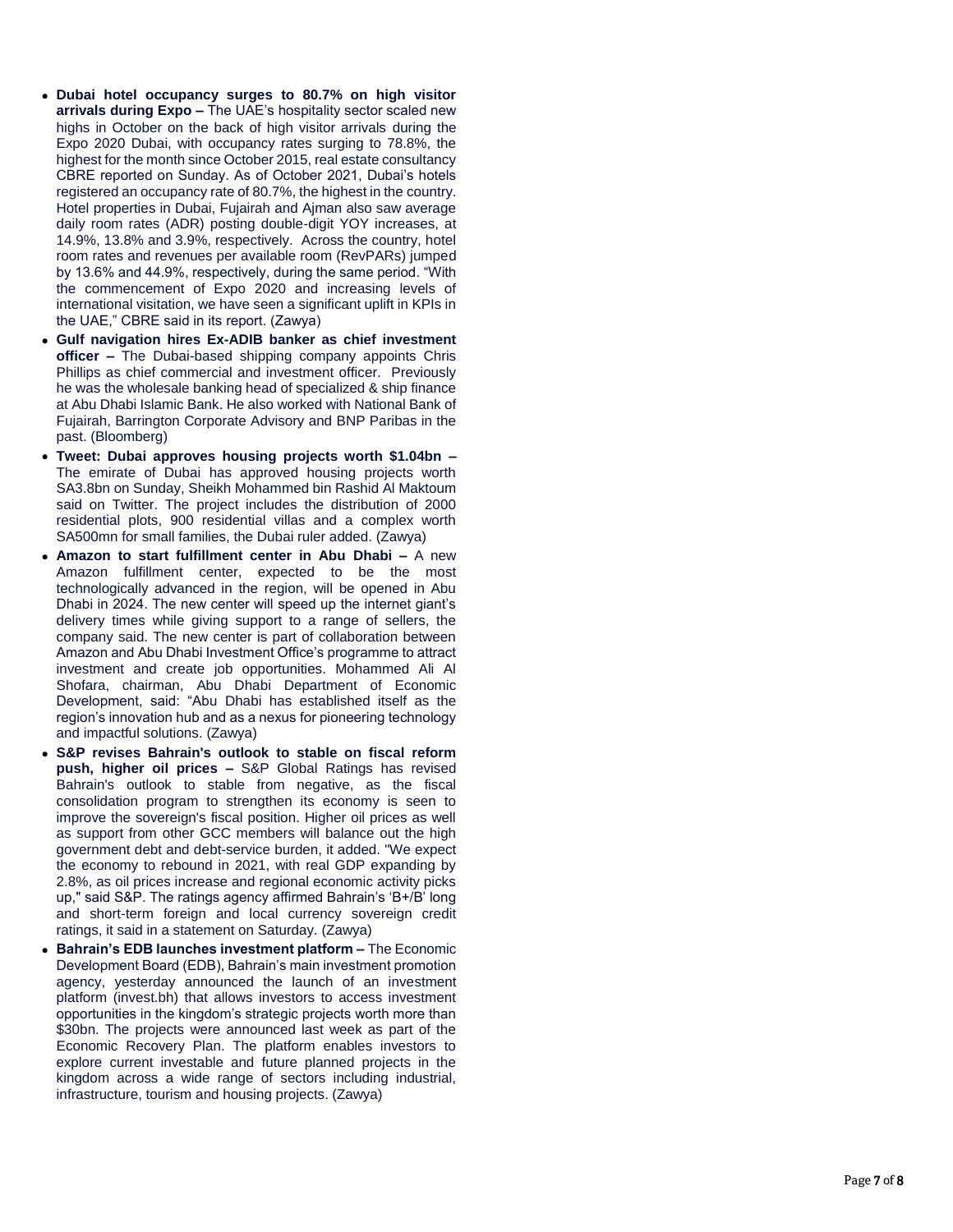- **Dubai hotel occupancy surges to 80.7% on high visitor arrivals during Expo –** The UAE's hospitality sector scaled new highs in October on the back of high visitor arrivals during the Expo 2020 Dubai, with occupancy rates surging to 78.8%, the highest for the month since October 2015, real estate consultancy CBRE reported on Sunday. As of October 2021, Dubai's hotels registered an occupancy rate of 80.7%, the highest in the country. Hotel properties in Dubai, Fujairah and Ajman also saw average daily room rates (ADR) posting double-digit YOY increases, at 14.9%, 13.8% and 3.9%, respectively. Across the country, hotel room rates and revenues per available room (RevPARs) jumped by 13.6% and 44.9%, respectively, during the same period. "With the commencement of Expo 2020 and increasing levels of international visitation, we have seen a significant uplift in KPIs in the UAE," CBRE said in its report. (Zawya)
- **Gulf navigation hires Ex-ADIB banker as chief investment officer –** The Dubai-based shipping company appoints Chris Phillips as chief commercial and investment officer. Previously he was the wholesale banking head of specialized & ship finance at Abu Dhabi Islamic Bank. He also worked with National Bank of Fujairah, Barrington Corporate Advisory and BNP Paribas in the past. (Bloomberg)
- **Tweet: Dubai approves housing projects worth $1.04bn –** The emirate of Dubai has approved housing projects worth SA3.8bn on Sunday, Sheikh Mohammed bin Rashid Al Maktoum said on Twitter. The project includes the distribution of 2000 residential plots, 900 residential villas and a complex worth SA500mn for small families, the Dubai ruler added. (Zawya)
- **Amazon to start fulfillment center in Abu Dhabi –** A new Amazon fulfillment center, expected to be the most technologically advanced in the region, will be opened in Abu Dhabi in 2024. The new center will speed up the internet giant's delivery times while giving support to a range of sellers, the company said. The new center is part of collaboration between Amazon and Abu Dhabi Investment Office's programme to attract investment and create job opportunities. Mohammed Ali Al Shofara, chairman, Abu Dhabi Department of Economic Development, said: "Abu Dhabi has established itself as the region's innovation hub and as a nexus for pioneering technology and impactful solutions. (Zawya)
- **S&P revises Bahrain's outlook to stable on fiscal reform push, higher oil prices –** S&P Global Ratings has revised Bahrain's outlook to stable from negative, as the fiscal consolidation program to strengthen its economy is seen to improve the sovereign's fiscal position. Higher oil prices as well as support from other GCC members will balance out the high government debt and debt-service burden, it added. "We expect the economy to rebound in 2021, with real GDP expanding by 2.8%, as oil prices increase and regional economic activity picks up," said S&P. The ratings agency affirmed Bahrain's 'B+/B' long and short-term foreign and local currency sovereign credit ratings, it said in a statement on Saturday. (Zawya)
- **Bahrain's EDB launches investment platform –** The Economic Development Board (EDB), Bahrain's main investment promotion agency, yesterday announced the launch of an investment platform (invest.bh) that allows investors to access investment opportunities in the kingdom's strategic projects worth more than $30bn. The projects were announced last week as part of the Economic Recovery Plan. The platform enables investors to explore current investable and future planned projects in the kingdom across a wide range of sectors including industrial, infrastructure, tourism and housing projects. (Zawya)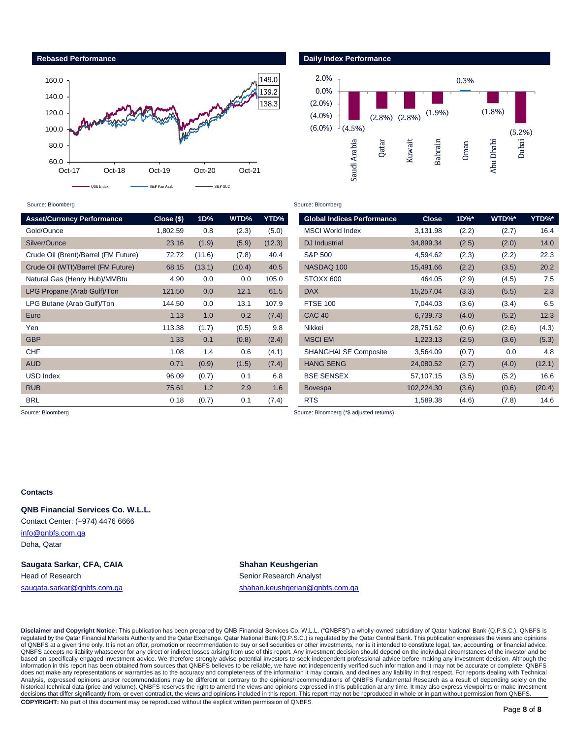**Rebased Performance**

160.0
140.0
120.0
100.0
80.0
60.0

Oct-17 Oct-18 Oct-19 Oct-20 Oct-21

149.0
139.2
138.3

QSE Index S&P Pan Arab S&P GCC

Source: Bloomberg

**Daily Index Performance**

2.0%
0.0%
(2.0%)
(4.0%)
(6.0%)

(4.5%) (2.8%) (2.8%) (1.9%) 0.3% (1.8%) (5.2%)

Saudi Arabia Qatar Kuwait Bahrain Oman Abu Dhabi Dubai

Source: Bloomberg

| Asset/Currency Performance | Close ($) | 1D% | WTD% | YTD% |
|---|---|---|---|---|
| Gold/Ounce | 1,802.59 | 0.8 | (2.3) | (5.0) |
| Silver/Ounce | 23.16 | (1.9) | (5.9) | (12.3) |
| Crude Oil (Brent)/Barrel (FM Future) | 72.72 | (11.6) | (7.8) | 40.4 |
| Crude Oil (WTI)/Barrel (FM Future) | 68.15 | (13.1) | (10.4) | 40.5 |
| Natural Gas (Henry Hub)/MMBtu | 4.90 | 0.0 | 0.0 | 105.0 |
| LPG Propane (Arab Gulf)/Ton | 121.50 | 0.0 | 12.1 | 61.5 |
| LPG Butane (Arab Gulf)/Ton | 144.50 | 0.0 | 13.1 | 107.9 |
| Euro | 1.13 | 1.0 | 0.2 | (7.4) |
| Yen | 113.38 | (1.7) | (0.5) | 9.8 |
| GBP | 1.33 | 0.1 | (0.8) | (2.4) |
| CHF | 1.08 | 1.4 | 0.6 | (4.1) |
| AUD | 0.71 | (0.9) | (1.5) | (7.4) |
| USD Index | 96.09 | (0.7) | 0.1 | 6.8 |
| RUB | 75.61 | 1.2 | 2.9 | 1.6 |
| BRL | 0.18 | (0.7) | 0.1 | (7.4) |

Source: Bloomberg

| Global Indices Performance | Close | 1D%* | WTD%* | YTD%* |
|---|---|---|---|---|
| MSCI World Index | 3,131.98 | (2.2) | (2.7) | 16.4 |
| DJ Industrial | 34,899.34 | (2.5) | (2.0) | 14.0 |
| S&P 500 | 4,594.62 | (2.3) | (2.2) | 22.3 |
| NASDAQ 100 | 15,491.66 | (2.2) | (3.5) | 20.2 |
| STOXX 600 | 464.05 | (2.9) | (4.5) | 7.5 |
| DAX | 15,257.04 | (3.3) | (5.5) | 2.3 |
| FTSE 100 | 7,044.03 | (3.6) | (3.4) | 6.5 |
| CAC 40 | 6,739.73 | (4.0) | (5.2) | 12.3 |
| Nikkei | 28,751.62 | (0.6) | (2.6) | (4.3) |
| MSCI EM | 1,223.13 | (2.5) | (3.6) | (5.3) |
| SHANGHAI SE Composite | 3,564.09 | (0.7) | 0.0 | 4.8 |
| HANG SENG | 24,080.52 | (2.7) | (4.0) | (12.1) |
| BSE SENSEX | 57,107.15 | (3.5) | (5.2) | 16.6 |
| Bovespa | 102,224.30 | (3.6) | (0.6) | (20.4) |
| RTS | 1,589.38 | (4.6) | (7.8) | 14.6 |

Source: Bloomberg (*$ adjusted returns)

**Contacts**

**QNB Financial Services Co. W.L.L.**
Contact Center: (+974) 4476 6666
info@qnbfs.com.qa
Doha, Qatar

**Saugata Sarkar, CFA, CAIA**
Head of Research
saugata.sarkar@qnbfs.com.qa

**Shahan Keushgerian**
Senior Research Analyst
shahan.keushgerian@qnbfs.com.qa

**Disclaimer and Copyright Notice:** This publication has been prepared by QNB Financial Services Co. W.L.L. ("QNBFS") a wholly-owned subsidiary of Qatar National Bank (Q.P.S.C.). QNBFS is regulated by the Qatar Financial Markets Authority and the Qatar Exchange. Qatar National Bank (Q.P.S.C.) is regulated by the Qatar Central Bank. This publication expresses the views and opinions of QNBFS at a given time only. It is not an offer, promotion or recommendation to buy or sell securities or other investments, nor is it intended to constitute legal, tax, accounting, or financial advice. QNBFS accepts no liability whatsoever for any direct or indirect losses arising from use of this report. Any investment decision should depend on the individual circumstances of the investor and be based on specifically engaged investment advice. We therefore strongly advise potential investors to seek independent professional advice before making any investment decision. Although the information in this report has been obtained from sources that QNBFS believes to be reliable, we have not independently verified such information and it may not be accurate or complete. QNBFS does not make any representations or warranties as to the accuracy and completeness of the information it may contain, and declines any liability in that respect. For reports dealing with Technical Analysis, expressed opinions and/or recommendations may be different or contrary to the opinions/recommendations of QNBFS Fundamental Research as a result of depending solely on the historical technical data (price and volume). QNBFS reserves the right to amend the views and opinions expressed in this publication at any time. It may also express viewpoints or make investment decisions that differ significantly from, or even contradict, the views and opinions included in this report. This report may not be reproduced in whole or in part without permission from QNBFS.

**COPYRIGHT:** No part of this document may be reproduced without the explicit written permission of QNBFS.